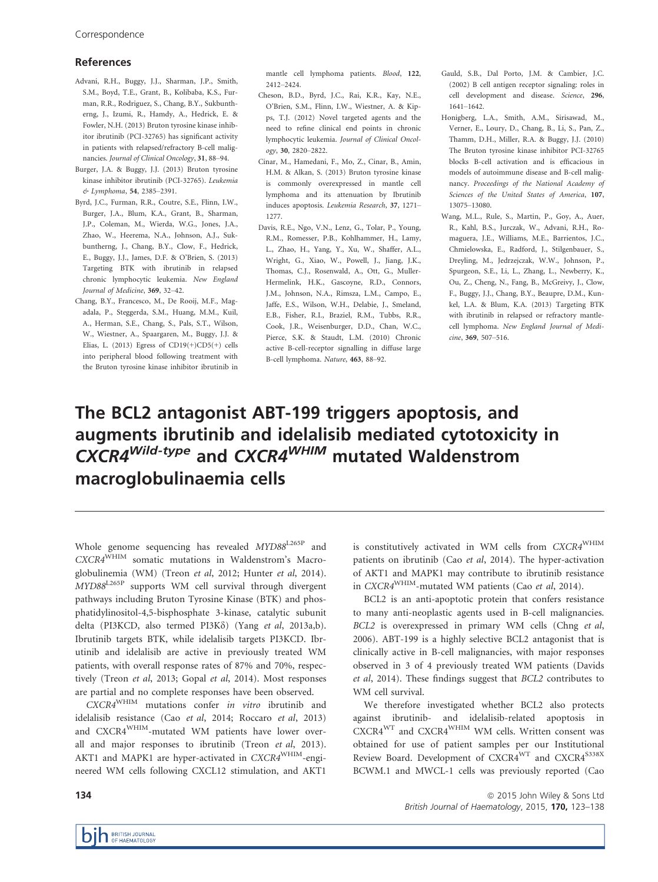## References

Advani, R.H., Buggy, J.J., Sharman, J.P., Smith, S.M., Boyd, T.E., Grant, B., Kolibaba, K.S., Furman, R.R., Rodriguez, S., Chang, B.Y., Sukbuntherng, J., Izumi, R., Hamdy, A., Hedrick, E. & Fowler, N.H. (2013) Bruton tyrosine kinase inhibitor ibrutinib (PCI-32765) has significant activity in patients with relapsed/refractory B-cell malignancies. *Journal of Clinical Oncology*, **31**, 88–94.

Burger, J.A. & Buggy, J.J. (2013) Bruton tyrosine kinase inhibitor ibrutinib (PCI-32765). *Leukemia & Lymphoma*, **54**, 2385–2391.

Byrd, J.C., Furman, R.R., Coutre, S.E., Flinn, I.W., Burger, J.A., Blum, K.A., Grant, B., Sharman, J.P., Coleman, M., Wierda, W.G., Jones, J.A., Zhao, W., Heerema, N.A., Johnson, A.J., Sukbuntherng, J., Chang, B.Y., Clow, F., Hedrick, E., Buggy, J.J., James, D.F. & O'Brien, S. (2013) Targeting BTK with ibrutinib in relapsed chronic lymphocytic leukemia. *New England Journal of Medicine*, **369**, 32–42.

Chang, B.Y., Francesco, M., De Rooij, M.F., Magadala, P., Steggerda, S.M., Huang, M.M., Kuil, A., Herman, S.E., Chang, S., Pals, S.T., Wilson, W., Wiestner, A., Spaargaren, M., Buggy, J.J. & Elias, L. (2013) Egress of CD19(+)CD5(+) cells into peripheral blood following treatment with the Bruton tyrosine kinase inhibitor ibrutinib in mantle cell lymphoma patients. *Blood*, **122**, 2412–2424.

Cheson, B.D., Byrd, J.C., Rai, K.R., Kay, N.E., O'Brien, S.M., Flinn, I.W., Wiestner, A. & Kipps, T.J. (2012) Novel targeted agents and the need to refine clinical end points in chronic lymphocytic leukemia. *Journal of Clinical Oncology*, **30**, 2820–2822.

Cinar, M., Hamedani, F., Mo, Z., Cinar, B., Amin, H.M. & Alkan, S. (2013) Bruton tyrosine kinase is commonly overexpressed in mantle cell lymphoma and its attenuation by Ibrutinib induces apoptosis. *Leukemia Research*, **37**, 1271–1277.

Davis, R.E., Ngo, V.N., Lenz, G., Tolar, P., Young, R.M., Romesser, P.B., Kohlhammer, H., Lamy, L., Zhao, H., Yang, Y., Xu, W., Shaffer, A.L., Wright, G., Xiao, W., Powell, J., Jiang, J.K., Thomas, C.J., Rosenwald, A., Ott, G., Muller-Hermelink, H.K., Gascoyne, R.D., Connors, J.M., Johnson, N.A., Rimsza, L.M., Campo, E., Jaffe, E.S., Wilson, W.H., Delabie, J., Smeland, E.B., Fisher, R.I., Braziel, R.M., Tubbs, R.R., Cook, J.R., Weisenburger, D.D., Chan, W.C., Pierce, S.K. & Staudt, L.M. (2010) Chronic active B-cell-receptor signalling in diffuse large B-cell lymphoma. *Nature*, **463**, 88–92.

Gauld, S.B., Dal Porto, J.M. & Cambier, J.C. (2002) B cell antigen receptor signaling: roles in cell development and disease. *Science*, **296**, 1641–1642.

Honigberg, L.A., Smith, A.M., Sirisawad, M., Verner, E., Loury, D., Chang, B., Li, S., Pan, Z., Thamm, D.H., Miller, R.A. & Buggy, J.J. (2010) The Bruton tyrosine kinase inhibitor PCI-32765 blocks B-cell activation and is efficacious in models of autoimmune disease and B-cell malignancy. *Proceedings of the National Academy of Sciences of the United States of America*, **107**, 13075–13080.

Wang, M.L., Rule, S., Martin, P., Goy, A., Auer, R., Kahl, B.S., Jurczak, W., Advani, R.H., Romaguera, J.E., Williams, M.E., Barrientos, J.C., Chmielowska, E., Radford, J., Stilgenbauer, S., Dreyling, M., Jedrzejczak, W.W., Johnson, P., Spurgeon, S.E., Li, L., Zhang, L., Newberry, K., Ou, Z., Cheng, N., Fang, B., McGreivy, J., Clow, F., Buggy, J.J., Chang, B.Y., Beaupre, D.M., Kunkel, L.A. & Blum, K.A. (2013) Targeting BTK with ibrutinib in relapsed or refractory mantle-cell lymphoma. *New England Journal of Medicine*, **369**, 507–516.

# The BCL2 antagonist ABT-199 triggers apoptosis, and augments ibrutinib and idelalisib mediated cytotoxicity in *CXCR4$^{Wild\text{-}type}$* and *CXCR4$^{WHIM}$* mutated Waldenstrom macroglobulinaemia cells

Whole genome sequencing has revealed *MYD88*$^{L265P}$ and *CXCR4*$^{WHIM}$ somatic mutations in Waldenstrom's Macroglobulinemia (WM) (Treon *et al*, 2012; Hunter *et al*, 2014). *MYD88*$^{L265P}$ supports WM cell survival through divergent pathways including Bruton Tyrosine Kinase (BTK) and phosphatidylinositol-4,5-bisphosphate 3-kinase, catalytic subunit delta (PI3KCD, also termed PI3Kδ) (Yang *et al*, 2013a,b). Ibrutinib targets BTK, while idelalisib targets PI3KCD. Ibrutinib and idelalisib are active in previously treated WM patients, with overall response rates of 87% and 70%, respectively (Treon *et al*, 2013; Gopal *et al*, 2014). Most responses are partial and no complete responses have been observed.

*CXCR4*$^{WHIM}$ mutations confer *in vitro* ibrutinib and idelalisib resistance (Cao *et al*, 2014; Roccaro *et al*, 2013) and CXCR4$^{WHIM}$-mutated WM patients have lower overall and major responses to ibrutinib (Treon *et al*, 2013). AKT1 and MAPK1 are hyper-activated in *CXCR4*$^{WHIM}$-engineered WM cells following CXCL12 stimulation, and AKT1 is constitutively activated in WM cells from *CXCR4*$^{WHIM}$ patients on ibrutinib (Cao *et al*, 2014). The hyper-activation of AKT1 and MAPK1 may contribute to ibrutinib resistance in *CXCR4*$^{WHIM}$-mutated WM patients (Cao *et al*, 2014).

BCL2 is an anti-apoptotic protein that confers resistance to many anti-neoplastic agents used in B-cell malignancies. *BCL2* is overexpressed in primary WM cells (Chng *et al*, 2006). ABT-199 is a highly selective BCL2 antagonist that is clinically active in B-cell malignancies, with major responses observed in 3 of 4 previously treated WM patients (Davids *et al*, 2014). These findings suggest that *BCL2* contributes to WM cell survival.

We therefore investigated whether BCL2 also protects against ibrutinib- and idelalisib-related apoptosis in CXCR4$^{WT}$ and CXCR4$^{WHIM}$ WM cells. Written consent was obtained for use of patient samples per our Institutional Review Board. Development of CXCR4$^{WT}$ and CXCR4$^{S338X}$ BCWM.1 and MWCL-1 cells was previously reported (Cao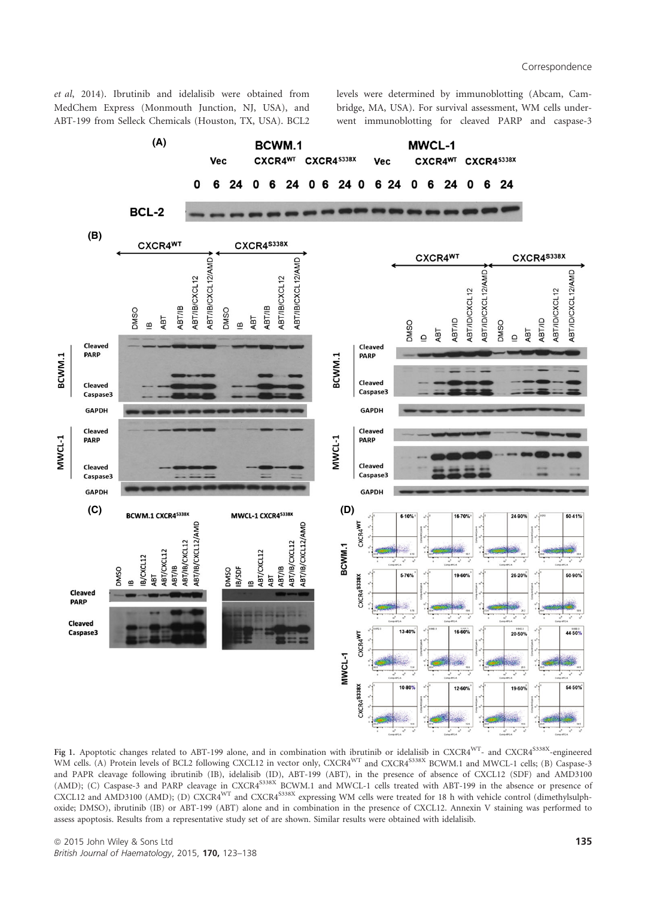et al, 2014). Ibrutinib and idelalisib were obtained from MedChem Express (Monmouth Junction, NJ, USA), and ABT-199 from Selleck Chemicals (Houston, TX, USA). BCL2 levels were determined by immunoblotting (Abcam, Cambridge, MA, USA). For survival assessment, WM cells underwent immunoblotting for cleaved PARP and caspase-3

Fig 1. Apoptotic changes related to ABT-199 alone, and in combination with ibrutinib or idelalisib in CXCR4[WT]- and CXCR4[S338X]-engineered WM cells. (A) Protein levels of BCL2 following CXCL12 in vector only, CXCR4[WT] and CXCR4[S338X] BCWM.1 and MWCL-1 cells; (B) Caspase-3 and PAPR cleavage following ibrutinib (IB), idelalisib (ID), ABT-199 (ABT), in the presence of absence of CXCL12 (SDF) and AMD3100 (AMD); (C) Caspase-3 and PARP cleavage in CXCR4[S338X] BCWM.1 and MWCL-1 cells treated with ABT-199 in the absence or presence of CXCL12 and AMD3100 (AMD); (D) CXCR4[WT] and CXCR4[S338X] expressing WM cells were treated for 18 h with vehicle control (dimethylsulphoxide; DMSO), ibrutinib (IB) or ABT-199 (ABT) alone and in combination in the presence of CXCL12. Annexin V staining was performed to assess apoptosis. Results from a representative study set of are shown. Similar results were obtained with idelalisib.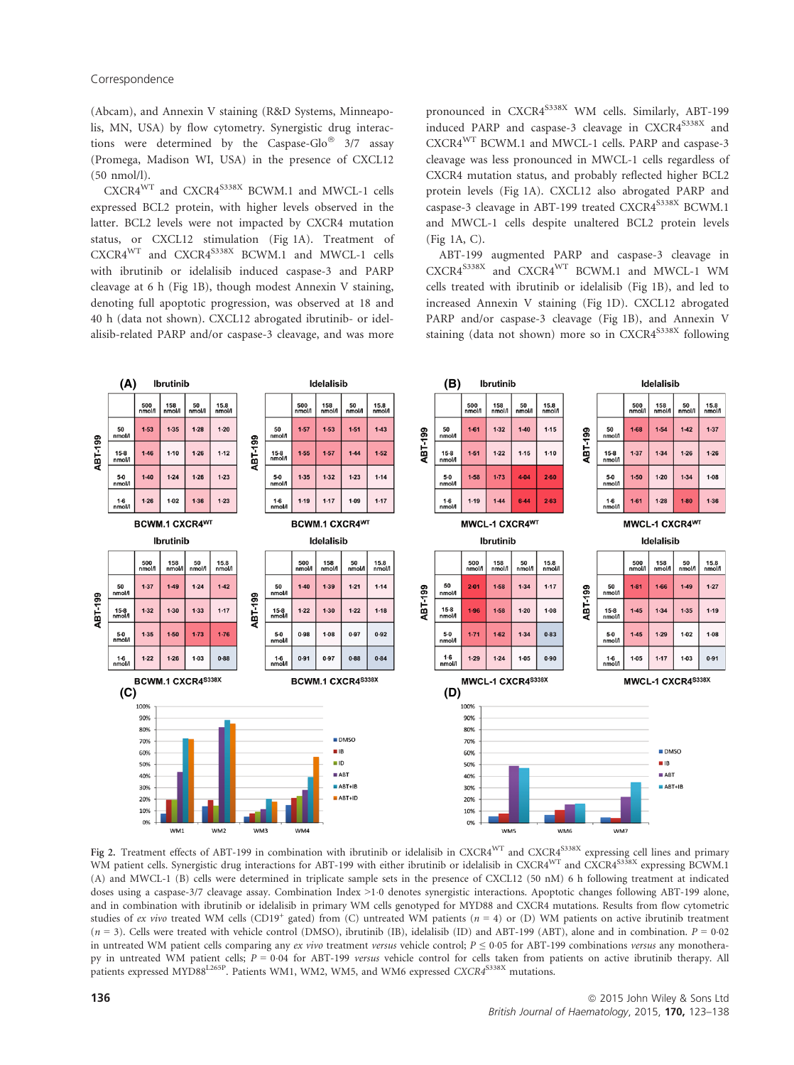(Abcam), and Annexin V staining (R&D Systems, Minneapolis, MN, USA) by flow cytometry. Synergistic drug interactions were determined by the Caspase-Glo® 3/7 assay (Promega, Madison WI, USA) in the presence of CXCL12 (50 nmol/l).

CXCR4$^{WT}$ and CXCR4$^{S338X}$ BCWM.1 and MWCL-1 cells expressed BCL2 protein, with higher levels observed in the latter. BCL2 levels were not impacted by CXCR4 mutation status, or CXCL12 stimulation (Fig 1A). Treatment of CXCR4$^{WT}$ and CXCR4$^{S338X}$ BCWM.1 and MWCL-1 cells with ibrutinib or idelalisib induced caspase-3 and PARP cleavage at 6 h (Fig 1B), though modest Annexin V staining, denoting full apoptotic progression, was observed at 18 and 40 h (data not shown). CXCL12 abrogated ibrutinib- or idelalisib-related PARP and/or caspase-3 cleavage, and was more pronounced in CXCR4$^{S338X}$ WM cells. Similarly, ABT-199 induced PARP and caspase-3 cleavage in CXCR4$^{S338X}$ and CXCR4$^{WT}$ BCWM.1 and MWCL-1 cells. PARP and caspase-3 cleavage was less pronounced in MWCL-1 cells regardless of CXCR4 mutation status, and probably reflected higher BCL2 protein levels (Fig 1A). CXCL12 also abrogated PARP and caspase-3 cleavage in ABT-199 treated CXCR4$^{S338X}$ BCWM.1 and MWCL-1 cells despite unaltered BCL2 protein levels (Fig 1A, C).

ABT-199 augmented PARP and caspase-3 cleavage in CXCR4$^{S338X}$ and CXCR4$^{WT}$ BCWM.1 and MWCL-1 WM cells treated with ibrutinib or idelalisib (Fig 1B), and led to increased Annexin V staining (Fig 1D). CXCL12 abrogated PARP and/or caspase-3 cleavage (Fig 1B), and Annexin V staining (data not shown) more so in CXCR4$^{S338X}$ following

**(A) BCWM.1 CXCR4$^{WT}$ — Ibrutinib**

| ABT-199 | 500 nmol/l | 158 nmol/l | 50 nmol/l | 15.8 nmol/l |
|---|---|---|---|---|
| 50 nmol/l | 1·53 | 1·35 | 1·28 | 1·20 |
| 15·8 nmol/l | 1·46 | 1·10 | 1·26 | 1·12 |
| 5·0 nmol/l | 1·40 | 1·24 | 1·26 | 1·23 |
| 1·6 nmol/l | 1·26 | 1·02 | 1·36 | 1·23 |

**BCWM.1 CXCR4$^{WT}$ — Idelalisib**

| ABT-199 | 500 nmol/l | 158 nmol/l | 50 nmol/l | 15.8 nmol/l |
|---|---|---|---|---|
| 50 nmol/l | 1·57 | 1·53 | 1·51 | 1·43 |
| 15·8 nmol/l | 1·55 | 1·57 | 1·44 | 1·52 |
| 5·0 nmol/l | 1·35 | 1·32 | 1·23 | 1·14 |
| 1·6 nmol/l | 1·19 | 1·17 | 1·09 | 1·17 |

**BCWM.1 CXCR4$^{S338X}$ — Ibrutinib**

| ABT-199 | 500 nmol/l | 158 nmol/l | 50 nmol/l | 15.8 nmol/l |
|---|---|---|---|---|
| 50 nmol/l | 1·37 | 1·49 | 1·24 | 1·42 |
| 15·8 nmol/l | 1·32 | 1·30 | 1·33 | 1·17 |
| 5·0 nmol/l | 1·35 | 1·50 | 1·73 | 1·76 |
| 1·6 nmol/l | 1·22 | 1·26 | 1·03 | 0·88 |

**BCWM.1 CXCR4$^{S338X}$ — Idelalisib**

| ABT-199 | 500 nmol/l | 158 nmol/l | 50 nmol/l | 15.8 nmol/l |
|---|---|---|---|---|
| 50 nmol/l | 1·40 | 1·39 | 1·21 | 1·14 |
| 15·8 nmol/l | 1·22 | 1·30 | 1·22 | 1·18 |
| 5·0 nmol/l | 0·98 | 1·08 | 0·97 | 0·92 |
| 1·6 nmol/l | 0·91 | 0·97 | 0·88 | 0·84 |

**(B) MWCL-1 CXCR4$^{WT}$ — Ibrutinib**

| ABT-199 | 500 nmol/l | 158 nmol/l | 50 nmol/l | 15.8 nmol/l |
|---|---|---|---|---|
| 50 nmol/l | 1·61 | 1·32 | 1·40 | 1·15 |
| 15·8 nmol/l | 1·51 | 1·22 | 1·15 | 1·10 |
| 5·0 nmol/l | 1·58 | 1·73 | 4·04 | 2·60 |
| 1·6 nmol/l | 1·19 | 1·44 | 6·44 | 2·63 |

**MWCL-1 CXCR4$^{WT}$ — Idelalisib**

| ABT-199 | 500 nmol/l | 158 nmol/l | 50 nmol/l | 15.8 nmol/l |
|---|---|---|---|---|
| 50 nmol/l | 1·68 | 1·54 | 1·42 | 1·37 |
| 15·8 nmol/l | 1·37 | 1·34 | 1·26 | 1·26 |
| 5·0 nmol/l | 1·50 | 1·20 | 1·34 | 1·08 |
| 1·6 nmol/l | 1·61 | 1·28 | 1·80 | 1·36 |

**MWCL-1 CXCR4$^{S338X}$ — Ibrutinib**

| ABT-199 | 500 nmol/l | 158 nmol/l | 50 nmol/l | 15.8 nmol/l |
|---|---|---|---|---|
| 50 nmol/l | 2·01 | 1·58 | 1·34 | 1·17 |
| 15·8 nmol/l | 1·96 | 1·58 | 1·20 | 1·08 |
| 5·0 nmol/l | 1·71 | 1·62 | 1·34 | 0·83 |
| 1·6 nmol/l | 1·29 | 1·24 | 1·05 | 0·90 |

**MWCL-1 CXCR4$^{S338X}$ — Idelalisib**

| ABT-199 | 500 nmol/l | 158 nmol/l | 50 nmol/l | 15.8 nmol/l |
|---|---|---|---|---|
| 50 nmol/l | 1·81 | 1·66 | 1·49 | 1·27 |
| 15·8 nmol/l | 1·45 | 1·34 | 1·35 | 1·19 |
| 5·0 nmol/l | 1·45 | 1·29 | 1·02 | 1·08 |
| 1·6 nmol/l | 1·05 | 1·17 | 1·03 | 0·91 |

Fig 2. Treatment effects of ABT-199 in combination with ibrutinib or idelalisib in CXCR4$^{WT}$ and CXCR4$^{S338X}$ expressing cell lines and primary WM patient cells. Synergistic drug interactions for ABT-199 with either ibrutinib or idelalisib in CXCR4$^{WT}$ and CXCR4$^{S338X}$ expressing BCWM.1 (A) and MWCL-1 (B) cells were determined in triplicate sample sets in the presence of CXCL12 (50 nM) 6 h following treatment at indicated doses using a caspase-3/7 cleavage assay. Combination Index >1·0 denotes synergistic interactions. Apoptotic changes following ABT-199 alone, and in combination with ibrutinib or idelalisib in primary WM cells genotyped for MYD88 and CXCR4 mutations. Results from flow cytometric studies of *ex vivo* treated WM cells (CD19$^+$ gated) from (C) untreated WM patients ($n = 4$) or (D) WM patients on active ibrutinib treatment ($n = 3$). Cells were treated with vehicle control (DMSO), ibrutinib (IB), idelalisib (ID) and ABT-199 (ABT), alone and in combination. $P = 0·02$ in untreated WM patient cells comparing any *ex vivo* treatment *versus* vehicle control; $P \leq 0·05$ for ABT-199 combinations *versus* any monotherapy in untreated WM patient cells; $P = 0·04$ for ABT-199 *versus* vehicle control for cells taken from patients on active ibrutinib therapy. All patients expressed MYD88$^{L265P}$. Patients WM1, WM2, WM5, and WM6 expressed *CXCR4*$^{S338X}$ mutations.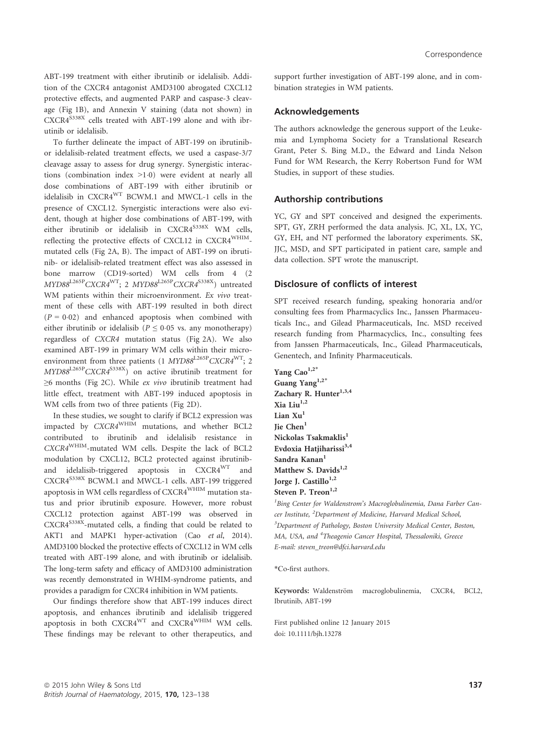ABT-199 treatment with either ibrutinib or idelalisib. Addition of the CXCR4 antagonist AMD3100 abrogated CXCL12 protective effects, and augmented PARP and caspase-3 cleavage (Fig 1B), and Annexin V staining (data not shown) in $CXCR4^{S338X}$ cells treated with ABT-199 alone and with ibrutinib or idelalisib.

To further delineate the impact of ABT-199 on ibrutinib- or idelalisib-related treatment effects, we used a caspase-3/7 cleavage assay to assess for drug synergy. Synergistic interactions (combination index >1·0) were evident at nearly all dose combinations of ABT-199 with either ibrutinib or idelalisib in $CXCR4^{WT}$ BCWM.1 and MWCL-1 cells in the presence of CXCL12. Synergistic interactions were also evident, though at higher dose combinations of ABT-199, with either ibrutinib or idelalisib in $CXCR4^{S338X}$ WM cells, reflecting the protective effects of CXCL12 in $CXCR4^{WHIM}$-mutated cells (Fig 2A, B). The impact of ABT-199 on ibrutinib- or idelalisib-related treatment effect was also assessed in bone marrow (CD19-sorted) WM cells from 4 (2 *MYD88*$^{L265P}$*CXCR4*$^{WT}$; 2 *MYD88*$^{L265P}$*CXCR4*$^{S338X}$) untreated WM patients within their microenvironment. *Ex vivo* treatment of these cells with ABT-199 resulted in both direct ($P = 0{\cdot}02$) and enhanced apoptosis when combined with either ibrutinib or idelalisib ($P \leq 0{\cdot}05$ vs. any monotherapy) regardless of *CXCR4* mutation status (Fig 2A). We also examined ABT-199 in primary WM cells within their microenvironment from three patients (1 *MYD88*$^{L265P}$*CXCR4*$^{WT}$; 2 *MYD88*$^{L265P}$*CXCR4*$^{S338X}$) on active ibrutinib treatment for ≥6 months (Fig 2C). While *ex vivo* ibrutinib treatment had little effect, treatment with ABT-199 induced apoptosis in WM cells from two of three patients (Fig 2D).

In these studies, we sought to clarify if BCL2 expression was impacted by *CXCR4*$^{WHIM}$ mutations, and whether BCL2 contributed to ibrutinib and idelalisib resistance in *CXCR4*$^{WHIM}$-mutated WM cells. Despite the lack of BCL2 modulation by CXCL12, BCL2 protected against ibrutinib- and idelalisib-triggered apoptosis in $CXCR4^{WT}$ and $CXCR4^{S338X}$ BCWM.1 and MWCL-1 cells. ABT-199 triggered apoptosis in WM cells regardless of $CXCR4^{WHIM}$ mutation status and prior ibrutinib exposure. However, more robust CXCL12 protection against ABT-199 was observed in $CXCR4^{S338X}$-mutated cells, a finding that could be related to AKT1 and MAPK1 hyper-activation (Cao *et al*, 2014). AMD3100 blocked the protective effects of CXCL12 in WM cells treated with ABT-199 alone, and with ibrutinib or idelalisib. The long-term safety and efficacy of AMD3100 administration was recently demonstrated in WHIM-syndrome patients, and provides a paradigm for CXCR4 inhibition in WM patients.

Our findings therefore show that ABT-199 induces direct apoptosis, and enhances ibrutinib and idelalisib triggered apoptosis in both $CXCR4^{WT}$ and $CXCR4^{WHIM}$ WM cells. These findings may be relevant to other therapeutics, and support further investigation of ABT-199 alone, and in combination strategies in WM patients.

## Acknowledgements

The authors acknowledge the generous support of the Leukemia and Lymphoma Society for a Translational Research Grant, Peter S. Bing M.D., the Edward and Linda Nelson Fund for WM Research, the Kerry Robertson Fund for WM Studies, in support of these studies.

## Authorship contributions

YC, GY and SPT conceived and designed the experiments. SPT, GY, ZRH performed the data analysis. JC, XL, LX, YC, GY, EH, and NT performed the laboratory experiments. SK, JJC, MSD, and SPT participated in patient care, sample and data collection. SPT wrote the manuscript.

## Disclosure of conflicts of interest

SPT received research funding, speaking honoraria and/or consulting fees from Pharmacyclics Inc., Janssen Pharmaceuticals Inc., and Gilead Pharmaceuticals, Inc. MSD received research funding from Pharmacyclics, Inc., consulting fees from Janssen Pharmaceuticals, Inc., Gilead Pharmaceuticals, Genentech, and Infinity Pharmaceuticals.

**Yang Cao**[1,2*]
**Guang Yang**[1,2*]
**Zachary R. Hunter**[1,3,4]
**Xia Liu**[1,2]
**Lian Xu**[1]
**Jie Chen**[1]
**Nickolas Tsakmaklis**[1]
**Evdoxia Hatjiharissi**[3,4]
**Sandra Kanan**[1]
**Matthew S. Davids**[1,2]
**Jorge J. Castillo**[1,2]
**Steven P. Treon**[1,2]

[1]*Bing Center for Waldenstrom's Macroglobulinemia, Dana Farber Cancer Institute,* [2]*Department of Medicine, Harvard Medical School,* [3]*Department of Pathology, Boston University Medical Center, Boston, MA, USA, and* [4]*Theagenio Cancer Hospital, Thessaloniki, Greece*
*E-mail: steven_treon@dfci.harvard.edu*

*Co-first authors.

**Keywords:** Waldenström macroglobulinemia, CXCR4, BCL2, Ibrutinib, ABT-199

First published online 12 January 2015
doi: 10.1111/bjh.13278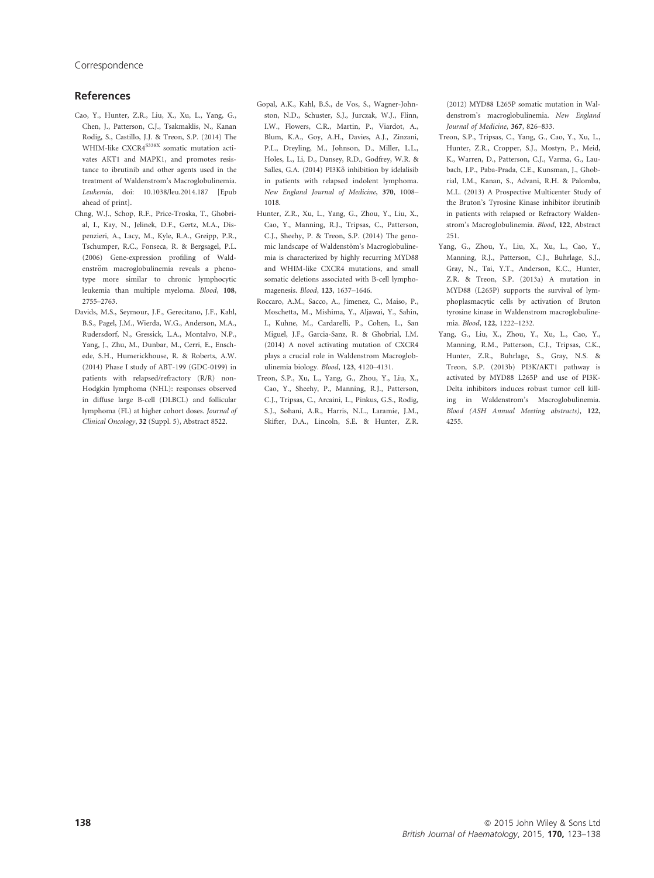## References

Cao, Y., Hunter, Z.R., Liu, X., Xu, L., Yang, G., Chen, J., Patterson, C.J., Tsakmaklis, N., Kanan Rodig, S., Castillo, J.J. & Treon, S.P. (2014) The WHIM-like CXCR4$^{S338X}$ somatic mutation activates AKT1 and MAPK1, and promotes resistance to ibrutinib and other agents used in the treatment of Waldenstrom's Macroglobulinemia. *Leukemia*, doi: 10.1038/leu.2014.187 [Epub ahead of print].

Chng, W.J., Schop, R.F., Price-Troska, T., Ghobrial, I., Kay, N., Jelinek, D.F., Gertz, M.A., Dispenzieri, A., Lacy, M., Kyle, R.A., Greipp, P.R., Tschumper, R.C., Fonseca, R. & Bergsagel, P.L. (2006) Gene-expression profiling of Waldenström macroglobulinemia reveals a phenotype more similar to chronic lymphocytic leukemia than multiple myeloma. *Blood*, **108**, 2755–2763.

Davids, M.S., Seymour, J.F., Gerecitano, J.F., Kahl, B.S., Pagel, J.M., Wierda, W.G., Anderson, M.A., Rudersdorf, N., Gressick, L.A., Montalvo, N.P., Yang, J., Zhu, M., Dunbar, M., Cerri, E., Enschede, S.H., Humerickhouse, R. & Roberts, A.W. (2014) Phase I study of ABT-199 (GDC-0199) in patients with relapsed/refractory (R/R) non-Hodgkin lymphoma (NHL): responses observed in diffuse large B-cell (DLBCL) and follicular lymphoma (FL) at higher cohort doses. *Journal of Clinical Oncology*, **32** (Suppl. 5), Abstract 8522.

Gopal, A.K., Kahl, B.S., de Vos, S., Wagner-Johnston, N.D., Schuster, S.J., Jurczak, W.J., Flinn, I.W., Flowers, C.R., Martin, P., Viardot, A., Blum, K.A., Goy, A.H., Davies, A.J., Zinzani, P.L., Dreyling, M., Johnson, D., Miller, L.L., Holes, L., Li, D., Dansey, R.D., Godfrey, W.R. & Salles, G.A. (2014) PI3Kδ inhibition by idelalisib in patients with relapsed indolent lymphoma. *New England Journal of Medicine*, **370**, 1008–1018.

Hunter, Z.R., Xu, L., Yang, G., Zhou, Y., Liu, X., Cao, Y., Manning, R.J., Tripsas, C., Patterson, C.J., Sheehy, P. & Treon, S.P. (2014) The genomic landscape of Waldenstöm's Macroglobulinemia is characterized by highly recurring MYD88 and WHIM-like CXCR4 mutations, and small somatic deletions associated with B-cell lymphomagenesis. *Blood*, **123**, 1637–1646.

Roccaro, A.M., Sacco, A., Jimenez, C., Maiso, P., Moschetta, M., Mishima, Y., Aljawai, Y., Sahin, I., Kuhne, M., Cardarelli, P., Cohen, L., San Miguel, J.F., Garcia-Sanz, R. & Ghobrial, I.M. (2014) A novel activating mutation of CXCR4 plays a crucial role in Waldenstrom Macroglobulinemia biology. *Blood*, **123**, 4120–4131.

Treon, S.P., Xu, L., Yang, G., Zhou, Y., Liu, X., Cao, Y., Sheehy, P., Manning, R.J., Patterson, C.J., Tripsas, C., Arcaini, L., Pinkus, G.S., Rodig, S.J., Sohani, A.R., Harris, N.L., Laramie, J.M., Skifter, D.A., Lincoln, S.E. & Hunter, Z.R. (2012) MYD88 L265P somatic mutation in Waldenstrom's macroglobulinemia. *New England Journal of Medicine*, **367**, 826–833.

Treon, S.P., Tripsas, C., Yang, G., Cao, Y., Xu, L., Hunter, Z.R., Cropper, S.J., Mostyn, P., Meid, K., Warren, D., Patterson, C.J., Varma, G., Laubach, J.P., Paba-Prada, C.E., Kunsman, J., Ghobrial, I.M., Kanan, S., Advani, R.H. & Palomba, M.L. (2013) A Prospective Multicenter Study of the Bruton's Tyrosine Kinase inhibitor ibrutinib in patients with relapsed or Refractory Waldenstrom's Macroglobulinemia. *Blood*, **122**, Abstract 251.

Yang, G., Zhou, Y., Liu, X., Xu, L., Cao, Y., Manning, R.J., Patterson, C.J., Buhrlage, S.J., Gray, N., Tai, Y.T., Anderson, K.C., Hunter, Z.R. & Treon, S.P. (2013a) A mutation in MYD88 (L265P) supports the survival of lymphoplasmacytic cells by activation of Bruton tyrosine kinase in Waldenstrom macroglobulinemia. *Blood*, **122**, 1222–1232.

Yang, G., Liu, X., Zhou, Y., Xu, L., Cao, Y., Manning, R.M., Patterson, C.J., Tripsas, C.K., Hunter, Z.R., Buhrlage, S., Gray, N.S. & Treon, S.P. (2013b) PI3K/AKT1 pathway is activated by MYD88 L265P and use of PI3K-Delta inhibitors induces robust tumor cell killing in Waldenstrom's Macroglobulinemia. *Blood (ASH Annual Meeting abstracts)*, **122**, 4255.